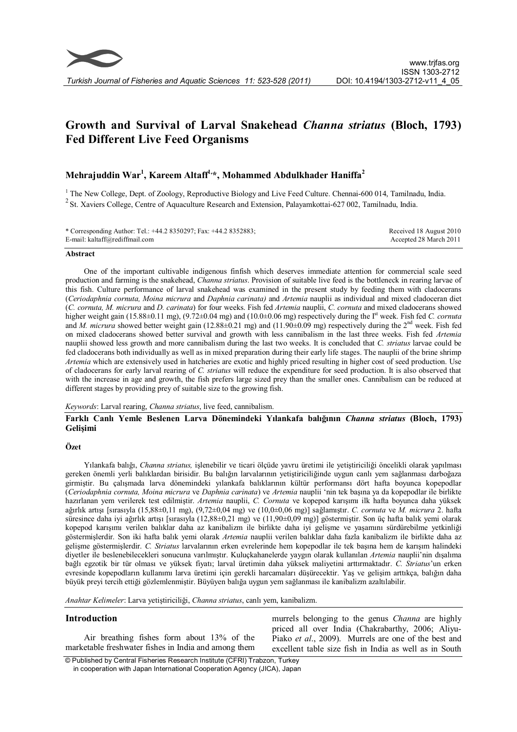# Growth and Survival of Larval Snakehead *Channa striatus* (Bloch, 1793) Fed Different Live Feed Organisms

**Mehrajuddin War[1], Kareem Altaff[1,*], Mohammed Abdulkhader Haniffa[2]**

[1] The New College, Dept. of Zoology, Reproductive Biology and Live Feed Culture. Chennai-600 014, Tamilnadu, India.
[2] St. Xaviers College, Centre of Aquaculture Research and Extension, Palayamkottai-627 002, Tamilnadu, India.

\* Corresponding Author: Tel.: +44.2 8350297; Fax: +44.2 8352883;
E-mail: kaltaff@rediffmail.com

Received 18 August 2010
Accepted 28 March 2011

## Abstract

One of the important cultivable indigenous finfish which deserves immediate attention for commercial scale seed production and farming is the snakehead, *Channa striatus*. Provision of suitable live feed is the bottleneck in rearing larvae of this fish. Culture performance of larval snakehead was examined in the present study by feeding them with cladocerans (*Ceriodaphnia cornuta, Moina micrura* and *Daphnia carinata)* and *Artemia* nauplii as individual and mixed cladoceran diet (*C. cornuta, M. micrura* and *D. carinata*) for four weeks. Fish fed *Artemia* nauplii, *C. cornuta* and mixed cladocerans showed higher weight gain (15.88±0.11 mg), (9.72±0.04 mg) and (10.0±0.06 mg) respectively during the I[st] week. Fish fed *C. cornuta* and *M. micrura* showed better weight gain (12.88±0.21 mg) and (11.90±0.09 mg) respectively during the 2[nd] week. Fish fed on mixed cladocerans showed better survival and growth with less cannibalism in the last three weeks. Fish fed *Artemia* nauplii showed less growth and more cannibalism during the last two weeks. It is concluded that *C. striatus* larvae could be fed cladocerans both individually as well as in mixed preparation during their early life stages. The nauplii of the brine shrimp *Artemia* which are extensively used in hatcheries are exotic and highly priced resulting in higher cost of seed production. Use of cladocerans for early larval rearing of *C. striatus* will reduce the expenditure for seed production. It is also observed that with the increase in age and growth, the fish prefers large sized prey than the smaller ones. Cannibalism can be reduced at different stages by providing prey of suitable size to the growing fish.

*Keywords*: Larval rearing, *Channa striatus*, live feed, cannibalism.

## Farklı Canlı Yemle Beslenen Larva Dönemindeki Yılankafa balığının *Channa striatus* (Bloch, 1793) Gelişimi

### Özet

Yılankafa balığı, *Channa striatus,* işlenebilir ve ticari ölçüde yavru üretimi ile yetiştiriciliği öncelikli olarak yapılması gereken önemli yerli balıklardan birisidir. Bu balığın larvalarının yetiştiriciliğinde uygun canlı yem sağlanması darboğaza girmiştir. Bu çalışmada larva dönemindeki yılankafa balıklarının kültür performansı dört hafta boyunca kopepodlar (*Ceriodaphnia cornuta, Moina micrura* ve *Daphnia carinata*) ve *Artemia* nauplii 'nin tek başına ya da kopepodlar ile birlikte hazırlanan yem verilerek test edilmiştir. *Artemia* nauplii, *C. Cornuta* ve kopepod karışımı ilk hafta boyunca daha yüksek ağırlık artışı [sırasıyla (15,88±0,11 mg), (9,72±0,04 mg) ve (10,0±0,06 mg)] sağlamıştır. *C. cornuta* ve *M. micrura* 2. hafta süresince daha iyi ağırlık artışı [sırasıyla (12,88±0,21 mg) ve (11,90±0,09 mg)] göstermiştir. Son üç hafta balık yemi olarak kopepod karışımı verilen balıklar daha az kanibalizm ile birlikte daha iyi gelişme ve yaşamını sürdürebilme yetkinliği göstermişlerdir. Son iki hafta balık yemi olarak *Artemia* nauplii verilen balıklar daha fazla kanibalizm ile birlikte daha az gelişme göstermişlerdir. *C. Striatus* larvalarının erken evrelerinde hem kopepodlar ile tek başına hem de karışım halindeki diyetler ile beslenebilecekleri sonucuna varılmıştır. Kuluçkahanelerde yaygın olarak kullanılan *Artemia* nauplii'nin dışalıma bağlı egzotik bir tür olması ve yüksek fiyatı; larval üretimin daha yüksek maliyetini arttırmaktadır. *C. Striatus*'un erken evresinde kopepodların kullanımı larva üretimi için gerekli harcamaları düşürecektir. Yaş ve gelişim arttıkça, balığın daha büyük preyi tercih ettiği gözlemlenmiştir. Büyüyen balığa uygun yem sağlanması ile kanibalizm azaltılabilir.

*Anahtar Kelimeler*: Larva yetiştiriciliği, *Channa striatus*, canlı yem, kanibalizm.

## Introduction

Air breathing fishes form about 13% of the marketable freshwater fishes in India and among them murrels belonging to the genus *Channa* are highly priced all over India (Chakrabarthy, 2006; Aliyu-Piako *et al*., 2009). Murrels are one of the best and excellent table size fish in India as well as in South

© Published by Central Fisheries Research Institute (CFRI) Trabzon, Turkey in cooperation with Japan International Cooperation Agency (JICA), Japan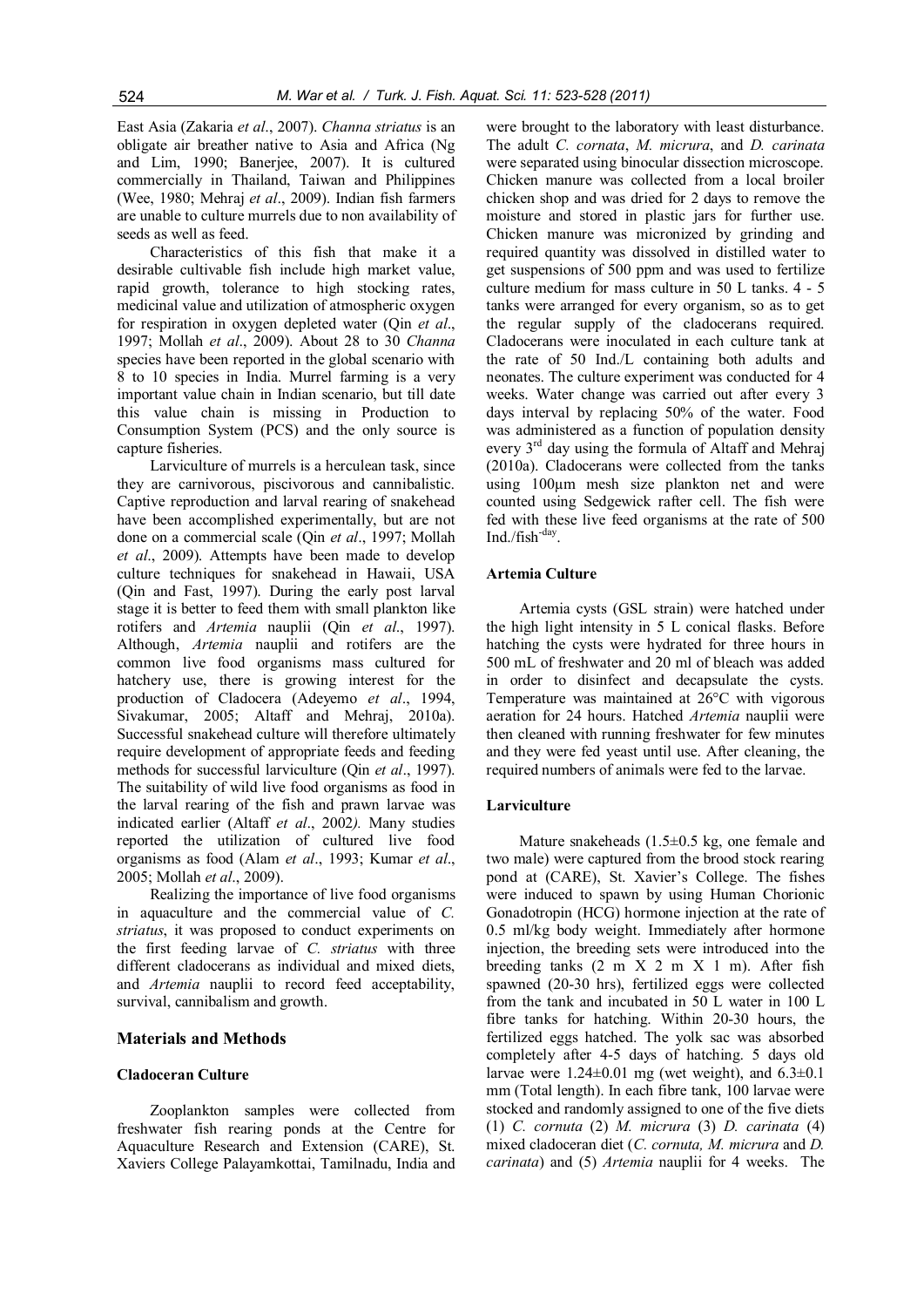East Asia (Zakaria *et al*., 2007). *Channa striatus* is an obligate air breather native to Asia and Africa (Ng and Lim, 1990; Banerjee, 2007). It is cultured commercially in Thailand, Taiwan and Philippines (Wee, 1980; Mehraj *et al*., 2009). Indian fish farmers are unable to culture murrels due to non availability of seeds as well as feed.

Characteristics of this fish that make it a desirable cultivable fish include high market value, rapid growth, tolerance to high stocking rates, medicinal value and utilization of atmospheric oxygen for respiration in oxygen depleted water (Qin *et al*., 1997; Mollah *et al*., 2009). About 28 to 30 *Channa* species have been reported in the global scenario with 8 to 10 species in India. Murrel farming is a very important value chain in Indian scenario, but till date this value chain is missing in Production to Consumption System (PCS) and the only source is capture fisheries.

Larviculture of murrels is a herculean task, since they are carnivorous, piscivorous and cannibalistic. Captive reproduction and larval rearing of snakehead have been accomplished experimentally, but are not done on a commercial scale (Qin *et al*., 1997; Mollah *et al*., 2009). Attempts have been made to develop culture techniques for snakehead in Hawaii, USA (Qin and Fast, 1997). During the early post larval stage it is better to feed them with small plankton like rotifers and *Artemia* nauplii (Qin *et al*., 1997). Although, *Artemia* nauplii and rotifers are the common live food organisms mass cultured for hatchery use, there is growing interest for the production of Cladocera (Adeyemo *et al*., 1994, Sivakumar, 2005; Altaff and Mehraj, 2010a). Successful snakehead culture will therefore ultimately require development of appropriate feeds and feeding methods for successful larviculture (Qin *et al*., 1997). The suitability of wild live food organisms as food in the larval rearing of the fish and prawn larvae was indicated earlier (Altaff *et al*., 2002*).* Many studies reported the utilization of cultured live food organisms as food (Alam *et al*., 1993; Kumar *et al*., 2005; Mollah *et al*., 2009).

Realizing the importance of live food organisms in aquaculture and the commercial value of *C. striatus*, it was proposed to conduct experiments on the first feeding larvae of *C. striatus* with three different cladocerans as individual and mixed diets, and *Artemia* nauplii to record feed acceptability, survival, cannibalism and growth.

## Materials and Methods

### Cladoceran Culture

Zooplankton samples were collected from freshwater fish rearing ponds at the Centre for Aquaculture Research and Extension (CARE), St. Xaviers College Palayamkottai, Tamilnadu, India and were brought to the laboratory with least disturbance. The adult *C. cornata*, *M. micrura*, and *D. carinata* were separated using binocular dissection microscope. Chicken manure was collected from a local broiler chicken shop and was dried for 2 days to remove the moisture and stored in plastic jars for further use. Chicken manure was micronized by grinding and required quantity was dissolved in distilled water to get suspensions of 500 ppm and was used to fertilize culture medium for mass culture in 50 L tanks. 4 - 5 tanks were arranged for every organism, so as to get the regular supply of the cladocerans required. Cladocerans were inoculated in each culture tank at the rate of 50 Ind./L containing both adults and neonates. The culture experiment was conducted for 4 weeks. Water change was carried out after every 3 days interval by replacing 50% of the water. Food was administered as a function of population density every 3rd day using the formula of Altaff and Mehraj (2010a). Cladocerans were collected from the tanks using 100µm mesh size plankton net and were counted using Sedgewick rafter cell. The fish were fed with these live feed organisms at the rate of 500 Ind./fish$^{-day}$.

### Artemia Culture

Artemia cysts (GSL strain) were hatched under the high light intensity in 5 L conical flasks. Before hatching the cysts were hydrated for three hours in 500 mL of freshwater and 20 ml of bleach was added in order to disinfect and decapsulate the cysts. Temperature was maintained at 26°C with vigorous aeration for 24 hours. Hatched *Artemia* nauplii were then cleaned with running freshwater for few minutes and they were fed yeast until use. After cleaning, the required numbers of animals were fed to the larvae.

### Larviculture

Mature snakeheads (1.5±0.5 kg, one female and two male) were captured from the brood stock rearing pond at (CARE), St. Xavier's College. The fishes were induced to spawn by using Human Chorionic Gonadotropin (HCG) hormone injection at the rate of 0.5 ml/kg body weight. Immediately after hormone injection, the breeding sets were introduced into the breeding tanks (2 m X 2 m X 1 m). After fish spawned (20-30 hrs), fertilized eggs were collected from the tank and incubated in 50 L water in 100 L fibre tanks for hatching. Within 20-30 hours, the fertilized eggs hatched. The yolk sac was absorbed completely after 4-5 days of hatching. 5 days old larvae were 1.24±0.01 mg (wet weight), and 6.3±0.1 mm (Total length). In each fibre tank, 100 larvae were stocked and randomly assigned to one of the five diets (1) *C. cornuta* (2) *M. micrura* (3) *D. carinata* (4) mixed cladoceran diet (*C. cornuta, M. micrura* and *D. carinata*) and (5) *Artemia* nauplii for 4 weeks. The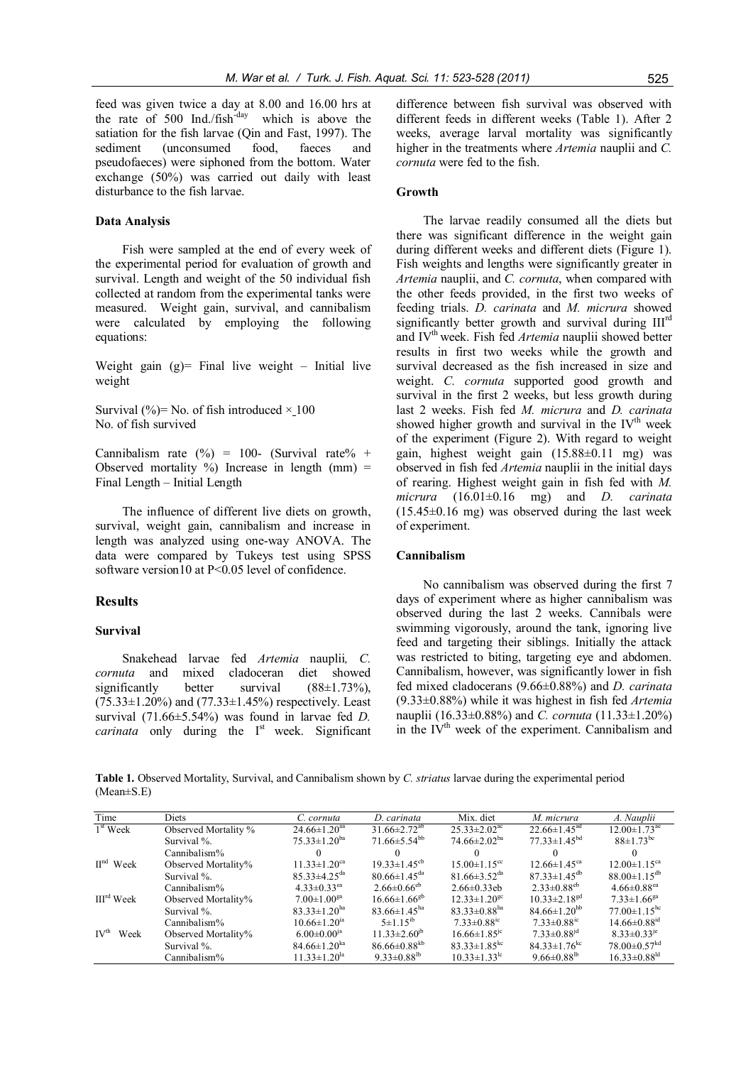feed was given twice a day at 8.00 and 16.00 hrs at the rate of 500 Ind./fish$^{-day}$ which is above the satiation for the fish larvae (Qin and Fast, 1997). The sediment (unconsumed food, faeces and pseudofaeces) were siphoned from the bottom. Water exchange (50%) was carried out daily with least disturbance to the fish larvae.

### Data Analysis

Fish were sampled at the end of every week of the experimental period for evaluation of growth and survival. Length and weight of the 50 individual fish collected at random from the experimental tanks were measured. Weight gain, survival, and cannibalism were calculated by employing the following equations:

Weight gain (g)= Final live weight – Initial live weight

Survival (%)= No. of fish introduced × 100
No. of fish survived

Cannibalism rate (%) = 100- (Survival rate% + Observed mortality %) Increase in length (mm) = Final Length – Initial Length

The influence of different live diets on growth, survival, weight gain, cannibalism and increase in length was analyzed using one-way ANOVA. The data were compared by Tukeys test using SPSS software version10 at P<0.05 level of confidence.

## Results

### Survival

Snakehead larvae fed *Artemia* nauplii*, C. cornuta* and mixed cladoceran diet showed significantly better survival (88±1.73%), (75.33±1.20%) and (77.33±1.45%) respectively. Least survival (71.66±5.54%) was found in larvae fed *D. carinata* only during the I$^{st}$ week. Significant difference between fish survival was observed with different feeds in different weeks (Table 1). After 2 weeks, average larval mortality was significantly higher in the treatments where *Artemia* nauplii and *C. cornuta* were fed to the fish.

### Growth

The larvae readily consumed all the diets but there was significant difference in the weight gain during different weeks and different diets (Figure 1). Fish weights and lengths were significantly greater in *Artemia* nauplii, and *C. cornuta*, when compared with the other feeds provided, in the first two weeks of feeding trials. *D. carinata* and *M. micrura* showed significantly better growth and survival during III$^{rd}$ and IV$^{th}$ week. Fish fed *Artemia* nauplii showed better results in first two weeks while the growth and survival decreased as the fish increased in size and weight. *C. cornuta* supported good growth and survival in the first 2 weeks, but less growth during last 2 weeks. Fish fed *M. micrura* and *D. carinata* showed higher growth and survival in the IV$^{th}$ week of the experiment (Figure 2). With regard to weight gain, highest weight gain (15.88±0.11 mg) was observed in fish fed *Artemia* nauplii in the initial days of rearing. Highest weight gain in fish fed with *M. micrura* (16.01±0.16 mg) and *D. carinata* (15.45±0.16 mg) was observed during the last week of experiment.

### Cannibalism

No cannibalism was observed during the first 7 days of experiment where as higher cannibalism was observed during the last 2 weeks. Cannibals were swimming vigorously, around the tank, ignoring live feed and targeting their siblings. Initially the attack was restricted to biting, targeting eye and abdomen. Cannibalism, however, was significantly lower in fish fed mixed cladocerans (9.66±0.88%) and *D. carinata* (9.33±0.88%) while it was highest in fish fed *Artemia* nauplii (16.33±0.88%) and *C. cornuta* (11.33±1.20%) in the IV$^{th}$ week of the experiment. Cannibalism and

**Table 1.** Observed Mortality, Survival, and Cannibalism shown by *C. striatus* larvae during the experimental period (Mean±S.E)

| Time | Diets | *C. cornuta* | *D. carinata* | Mix. diet | *M. micrura* | *A. Nauplii* |
|---|---|---|---|---|---|---|
| 1$^{st}$ Week | Observed Mortality % | 24.66±1.20$^{aa}$ | 31.66±2.72$^{ab}$ | 25.33±2.02$^{ac}$ | 22.66±1.45$^{ad}$ | 12.00±1.73$^{ae}$ |
| | Survival %. | 75.33±1.20$^{ba}$ | 71.66±5.54$^{bb}$ | 74.66±2.02$^{ba}$ | 77.33±1.45$^{bd}$ | 88±1.73$^{bc}$ |
| | Cannibalism% | 0 | 0 | 0 | 0 | 0 |
| II$^{nd}$ Week | Observed Mortality% | 11.33±1.20$^{ca}$ | 19.33±1.45$^{cb}$ | 15.00±1.15$^{cc}$ | 12.66±1.45$^{ca}$ | 12.00±1.15$^{ca}$ |
| | Survival %. | 85.33±4.25$^{da}$ | 80.66±1.45$^{da}$ | 81.66±3.52$^{da}$ | 87.33±1.45$^{db}$ | 88.00±1.15$^{db}$ |
| | Cannibalism% | 4.33±0.33$^{ea}$ | 2.66±0.66$^{eb}$ | 2.66±0.33eb | 2.33±0.88$^{eb}$ | 4.66±0.88$^{ea}$ |
| III$^{rd}$ Week | Observed Mortality% | 7.00±1.00$^{ga}$ | 16.66±1.66$^{gb}$ | 12.33±1.20$^{gc}$ | 10.33±2.18$^{gd}$ | 7.33±1.66$^{ga}$ |
| | Survival %. | 83.33±1.20$^{ha}$ | 83.66±1.45$^{ha}$ | 83.33±0.88$^{ha}$ | 84.66±1.20$^{hb}$ | 77.00±1.15$^{hc}$ |
| | Cannibalism% | 10.66±1.20$^{ia}$ | 5±1.15$^{ib}$ | 7.33±0.88$^{ic}$ | 7.33±0.88$^{ic}$ | 14.66±0.88$^{id}$ |
| IV$^{th}$ Week | Observed Mortality% | 6.00±0.00$^{ja}$ | 11.33±2.60$^{jb}$ | 16.66±1.85$^{jc}$ | 7.33±0.88$^{jd}$ | 8.33±0.33$^{je}$ |
| | Survival %. | 84.66±1.20$^{ka}$ | 86.66±0.88$^{kb}$ | 83.33±1.85$^{kc}$ | 84.33±1.76$^{kc}$ | 78.00±0.57$^{kd}$ |
| | Cannibalism% | 11.33±1.20$^{la}$ | 9.33±0.88$^{lb}$ | 10.33±1.33$^{lc}$ | 9.66±0.88$^{lb}$ | 16.33±0.88$^{ld}$ |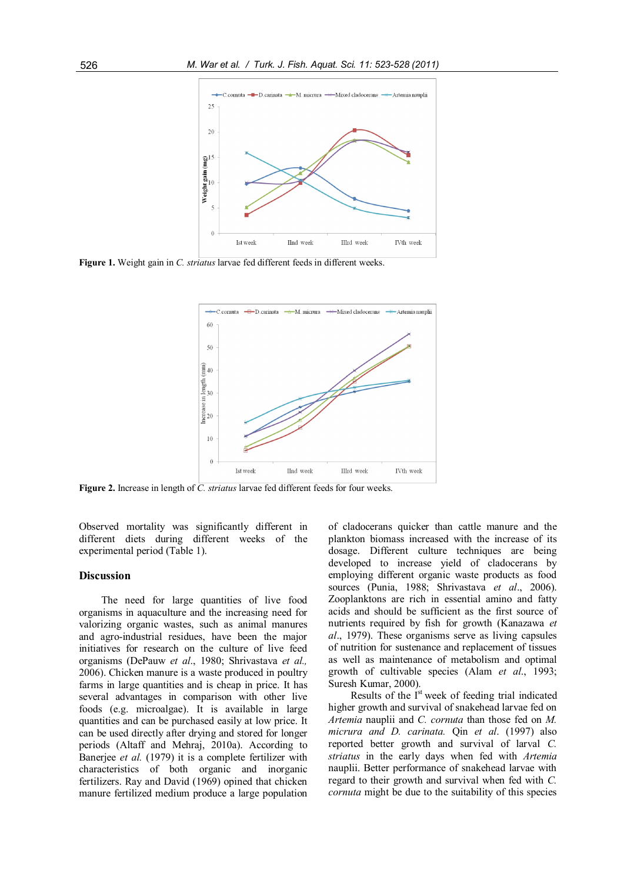**Figure 1.** Weight gain in *C. striatus* larvae fed different feeds in different weeks.

**Figure 2.** Increase in length of *C. striatus* larvae fed different feeds for four weeks.

Observed mortality was significantly different in different diets during different weeks of the experimental period (Table 1).

## Discussion

The need for large quantities of live food organisms in aquaculture and the increasing need for valorizing organic wastes, such as animal manures and agro-industrial residues, have been the major initiatives for research on the culture of live feed organisms (DePauw *et al*., 1980; Shrivastava *et al.,* 2006). Chicken manure is a waste produced in poultry farms in large quantities and is cheap in price. It has several advantages in comparison with other live foods (e.g. microalgae). It is available in large quantities and can be purchased easily at low price. It can be used directly after drying and stored for longer periods (Altaff and Mehraj, 2010a). According to Banerjee *et al.* (1979) it is a complete fertilizer with characteristics of both organic and inorganic fertilizers. Ray and David (1969) opined that chicken manure fertilized medium produce a large population of cladocerans quicker than cattle manure and the plankton biomass increased with the increase of its dosage. Different culture techniques are being developed to increase yield of cladocerans by employing different organic waste products as food sources (Punia, 1988; Shrivastava *et al*., 2006). Zooplanktons are rich in essential amino and fatty acids and should be sufficient as the first source of nutrients required by fish for growth (Kanazawa *et al*., 1979). These organisms serve as living capsules of nutrition for sustenance and replacement of tissues as well as maintenance of metabolism and optimal growth of cultivable species (Alam *et al*., 1993; Suresh Kumar, 2000).

Results of the I[st] week of feeding trial indicated higher growth and survival of snakehead larvae fed on *Artemia* nauplii and *C. cornuta* than those fed on *M. micrura and D. carinata.* Qin *et al*. (1997) also reported better growth and survival of larval *C. striatus* in the early days when fed with *Artemia* nauplii. Better performance of snakehead larvae with regard to their growth and survival when fed with *C. cornuta* might be due to the suitability of this species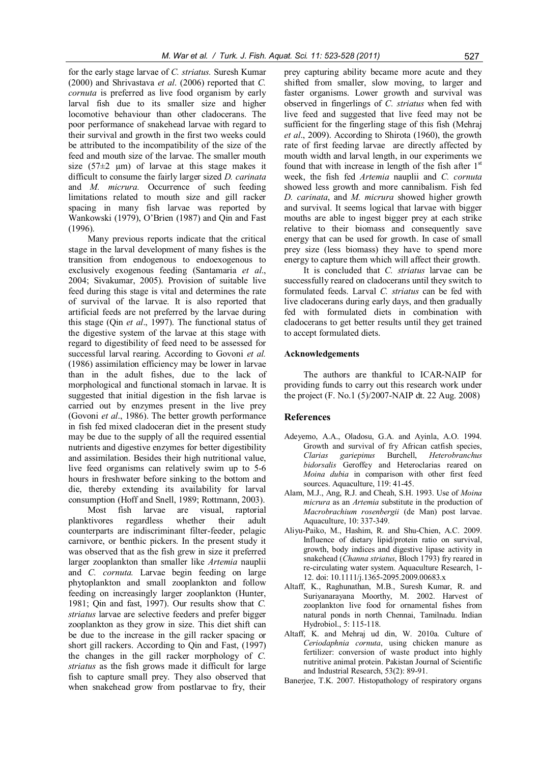for the early stage larvae of *C. striatus.* Suresh Kumar (2000) and Shrivastava *et al*. (2006) reported that *C. cornuta* is preferred as live food organism by early larval fish due to its smaller size and higher locomotive behaviour than other cladocerans. The poor performance of snakehead larvae with regard to their survival and growth in the first two weeks could be attributed to the incompatibility of the size of the feed and mouth size of the larvae. The smaller mouth size (57±2 µm) of larvae at this stage makes it difficult to consume the fairly larger sized *D. carinata* and *M. micrura.* Occurrence of such feeding limitations related to mouth size and gill racker spacing in many fish larvae was reported by Wankowski (1979), O'Brien (1987) and Qin and Fast (1996).

Many previous reports indicate that the critical stage in the larval development of many fishes is the transition from endogenous to endoexogenous to exclusively exogenous feeding (Santamaria *et al*., 2004; Sivakumar, 2005). Provision of suitable live feed during this stage is vital and determines the rate of survival of the larvae. It is also reported that artificial feeds are not preferred by the larvae during this stage (Qin *et al*., 1997). The functional status of the digestive system of the larvae at this stage with regard to digestibility of feed need to be assessed for successful larval rearing. According to Govoni *et al.* (1986) assimilation efficiency may be lower in larvae than in the adult fishes, due to the lack of morphological and functional stomach in larvae. It is suggested that initial digestion in the fish larvae is carried out by enzymes present in the live prey (Govoni *et al*., 1986). The better growth performance in fish fed mixed cladoceran diet in the present study may be due to the supply of all the required essential nutrients and digestive enzymes for better digestibility and assimilation. Besides their high nutritional value, live feed organisms can relatively swim up to 5-6 hours in freshwater before sinking to the bottom and die, thereby extending its availability for larval consumption (Hoff and Snell, 1989; Rottmann, 2003).

Most fish larvae are visual, raptorial planktivores regardless whether their adult counterparts are indiscriminant filter-feeder, pelagic carnivore, or benthic pickers. In the present study it was observed that as the fish grew in size it preferred larger zooplankton than smaller like *Artemia* nauplii and *C. cornuta.* Larvae begin feeding on large phytoplankton and small zooplankton and follow feeding on increasingly larger zooplankton (Hunter, 1981; Qin and fast, 1997). Our results show that *C. striatus* larvae are selective feeders and prefer bigger zooplankton as they grow in size. This diet shift can be due to the increase in the gill racker spacing or short gill rackers. According to Qin and Fast, (1997) the changes in the gill racker morphology of *C. striatus* as the fish grows made it difficult for large fish to capture small prey. They also observed that when snakehead grow from postlarvae to fry, their prey capturing ability became more acute and they shifted from smaller, slow moving, to larger and faster organisms. Lower growth and survival was observed in fingerlings of *C. striatus* when fed with live feed and suggested that live feed may not be sufficient for the fingerling stage of this fish (Mehraj *et al*., 2009). According to Shirota (1960), the growth rate of first feeding larvae are directly affected by mouth width and larval length, in our experiments we found that with increase in length of the fish after 1st week, the fish fed *Artemia* nauplii and *C. cornuta* showed less growth and more cannibalism. Fish fed *D. carinata*, and *M. micrura* showed higher growth and survival. It seems logical that larvae with bigger mouths are able to ingest bigger prey at each strike relative to their biomass and consequently save energy that can be used for growth. In case of small prey size (less biomass) they have to spend more energy to capture them which will affect their growth.

It is concluded that *C. striatus* larvae can be successfully reared on cladocerans until they switch to formulated feeds. Larval *C. striatus* can be fed with live cladocerans during early days, and then gradually fed with formulated diets in combination with cladocerans to get better results until they get trained to accept formulated diets.

## Acknowledgements

The authors are thankful to ICAR-NAIP for providing funds to carry out this research work under the project (F. No.1 (5)/2007-NAIP dt. 22 Aug. 2008)

## References

Adeyemo, A.A., Oladosu, G.A. and Ayinla, A.O. 1994. Growth and survival of fry African catfish species, *Clarias gariepinus* Burchell, *Heterobranchus bidorsalis* Geroffey and Heteroclarias reared on *Moina dubia* in comparison with other first feed sources. Aquaculture, 119: 41-45.

Alam, M.J., Ang, R.J. and Cheah, S.H. 1993. Use of *Moina micrura* as an *Artemia* substitute in the production of *Macrobrachium rosenbergii* (de Man) post larvae. Aquaculture, 10: 337-349.

Aliyu-Paiko, M., Hashim, R. and Shu-Chien, A.C. 2009. Influence of dietary lipid/protein ratio on survival, growth, body indices and digestive lipase activity in snakehead (*Channa striatus*, Bloch 1793) fry reared in re-circulating water system. Aquaculture Research, 1-12. doi: 10.1111/j.1365-2095.2009.00683.x

Altaff, K., Raghunathan, M.B., Suresh Kumar, R. and Suriyanarayana Moorthy, M. 2002. Harvest of zooplankton live food for ornamental fishes from natural ponds in north Chennai, Tamilnadu. Indian Hydrobiol., 5: 115-118.

Altaff, K. and Mehraj ud din, W. 2010a. Culture of *Ceriodaphnia cornuta*, using chicken manure as fertilizer: conversion of waste product into highly nutritive animal protein. Pakistan Journal of Scientific and Industrial Research, 53(2): 89-91.

Banerjee, T.K. 2007. Histopathology of respiratory organs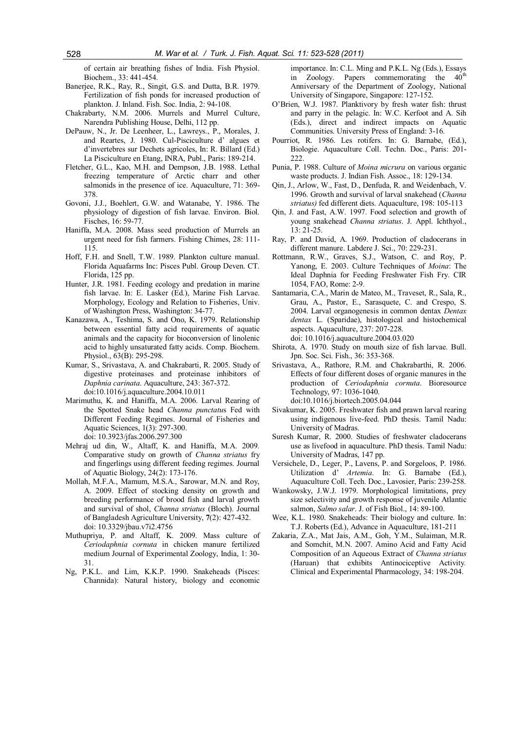of certain air breathing fishes of India. Fish Physiol. Biochem., 33: 441-454.

Banerjee, R.K., Ray, R., Singit, G.S. and Dutta, B.R. 1979. Fertilization of fish ponds for increased production of plankton. J. Inland. Fish. Soc. India, 2: 94-108.

Chakrabarty, N.M. 2006. Murrels and Murrel Culture, Narendra Publishing House, Delhi, 112 pp.

DePauw, N., Jr. De Leenheer, L., Lawreys., P., Morales, J. and Reartes, J. 1980. Cul-Pisciculture d' algues et d'invertebres sur Dechets agricoles, In: R. Billard (Ed.) La Pisciculture en Etang, INRA, Publ., Paris: 189-214.

Fletcher, G.L., Kao, M.H. and Dempson, J.B. 1988. Lethal freezing temperature of Arctic charr and other salmonids in the presence of ice. Aquaculture, 71: 369-378.

Govoni, J.J., Boehlert, G.W. and Watanabe, Y. 1986. The physiology of digestion of fish larvae. Environ. Biol. Fisches, 16: 59-77.

Haniffa, M.A. 2008. Mass seed production of Murrels an urgent need for fish farmers. Fishing Chimes, 28: 111-115.

Hoff, F.H. and Snell, T.W. 1989. Plankton culture manual. Florida Aquafarms Inc: Pisces Publ. Group Deven. CT. Florida, 125 pp.

Hunter, J.R. 1981. Feeding ecology and predation in marine fish larvae. In: E. Lasker (Ed.), Marine Fish Larvae. Morphology, Ecology and Relation to Fisheries, Univ. of Washington Press, Washington: 34-77.

Kanazawa, A., Teshima, S. and Ono, K. 1979. Relationship between essential fatty acid requirements of aquatic animals and the capacity for bioconversion of linolenic acid to highly unsaturated fatty acids. Comp. Biochem. Physiol., 63(B): 295-298.

Kumar, S., Srivastava, A. and Chakrabarti, R. 2005. Study of digestive proteinases and proteinase inhibitors of *Daphnia carinata*. Aquaculture, 243: 367-372. doi:10.1016/j.aquaculture.2004.10.011

Marimuthu, K. and Haniffa, M.A. 2006. Larval Rearing of the Spotted Snake head *Channa punctatus* Fed with Different Feeding Regimes. Journal of Fisheries and Aquatic Sciences, 1(3): 297-300. doi: 10.3923/jfas.2006.297.300

Mehraj ud din, W., Altaff, K. and Haniffa, M.A. 2009. Comparative study on growth of *Channa striatus* fry and fingerlings using different feeding regimes. Journal of Aquatic Biology, 24(2): 173-176.

Mollah, M.F.A., Mamum, M.S.A., Sarowar, M.N. and Roy, A. 2009. Effect of stocking density on growth and breeding performance of brood fish and larval growth and survival of shol, *Channa striatus* (Bloch). Journal of Bangladesh Agriculture University, **7**(2): 427-432. doi: 10.3329/jbau.v7i2.4756

Muthupriya, P. and Altaff, K. 2009. Mass culture of *Ceriodaphnia cornuta* in chicken manure fertilized medium Journal of Experimental Zoology, India, 1: 30-31.

Ng, P.K.L. and Lim, K.K.P. 1990. Snakeheads (Pisces: Channida): Natural history, biology and economic importance. In: C.L. Ming and P.K.L. Ng (Eds.), Essays in Zoology. Papers commemorating the 40th Anniversary of the Department of Zoology, National University of Singapore, Singapore: 127-152.

O'Brien, W.J. 1987. Planktivory by fresh water fish: thrust and parry in the pelagic. In: W.C. Kerfoot and A. Sih (Eds.), direct and indirect impacts on Aquatic Communities. University Press of England: 3-16.

Pourriot, R. 1986. Les rotifers. In: G. Barnabe, (Ed.), Biologie. Aquaculture Coll. Techn. Doc., Paris: 201-222.

Punia, P. 1988. Culture of *Moina micrura* on various organic waste products. J. Indian Fish. Assoc., 18: 129-134.

Qin, J., Arlow, W., Fast, D., Denfuda, R. and Weidenbach, V. 1996. Growth and survival of larval snakehead (*Channa striatus)* fed different diets. Aquaculture, 198: 105-113

Qin, J. and Fast, A.W. 1997. Food selection and growth of young snakehead *Channa striatus*. J. Appl. Ichthyol., 13: 21-25.

Ray, P. and David, A. 1969. Production of cladocerans in different manure. Labdere J. Sci., 70: 229-231.

Rottmann, R.W., Graves, S.J., Watson, C. and Roy, P. Yanong, E. 2003. Culture Techniques of *Moina*: The Ideal Daphnia for Feeding Freshwater Fish Fry. CIR 1054, FAO, Rome: 2-9.

Santamaria, C.A., Marin de Mateo, M., Traveset, R., Sala, R., Grau, A., Pastor, E., Sarasquete, C. and Crespo, S. 2004. Larval organogenesis in common dentax *Dentax dentax* L. (Sparidae), histological and histochemical aspects. Aquaculture, 237: 207-228. doi: 10.1016/j.aquaculture.2004.03.020

Shirota, A. 1970. Study on mouth size of fish larvae. Bull. Jpn. Soc. Sci. Fish., 36: 353-368.

Srivastava, A., Rathore, R.M. and Chakrabarthi, R. 2006. Effects of four different doses of organic manures in the production of *Ceriodaphnia cornuta*. Bioresource Technology, 97: 1036-1040. doi:10.1016/j.biortech.2005.04.044

Sivakumar, K. 2005. Freshwater fish and prawn larval rearing using indigenous live-feed. PhD thesis. Tamil Nadu: University of Madras.

Suresh Kumar, R. 2000. Studies of freshwater cladocerans use as livefood in aquaculture. PhD thesis. Tamil Nadu: University of Madras, 147 pp.

Versichele, D., Leger, P., Lavens, P. and Sorgeloos, P. 1986. Utilization d' *Artemia*. In: G. Barnabe (Ed.), Aquaculture Coll. Tech. Doc., Lavosier, Paris: 239-258.

Wankowsky, J.W.J. 1979. Morphological limitations, prey size selectivity and growth response of juvenile Atlantic salmon, *Salmo salar*. J. of Fish Biol., 14: 89-100.

Wee, K.L. 1980. Snakeheads: Their biology and culture. In: T.J. Roberts (Ed.), Advance in Aquaculture, 181-211

Zakaria, Z.A., Mat Jais, A.M., Goh, Y.M., Sulaiman, M.R. and Somchit, M.N. 2007. Amino Acid and Fatty Acid Composition of an Aqueous Extract of *Channa striatus* (Haruan) that exhibits Antinociceptive Activity. Clinical and Experimental Pharmacology, 34: 198-204.